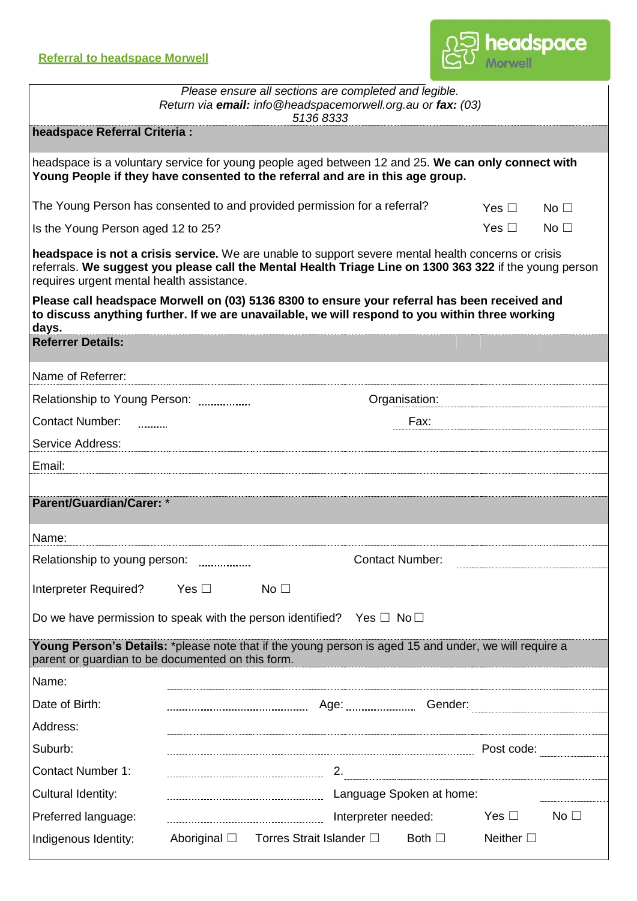**Referral to headspace Morwell**

headspace Morwell

*Please ensure all sections are completed and legible.*
*Return via **email:** info@headspacemorwell.org.au or **fax:** (03) 5136 8333*

## headspace Referral Criteria :

headspace is a voluntary service for young people aged between 12 and 25. **We can only connect with Young People if they have consented to the referral and are in this age group.**

| | | |
|---|---|---|
| The Young Person has consented to and provided permission for a referral? | Yes ☐ | No ☐ |
| Is the Young Person aged 12 to 25? | Yes ☐ | No ☐ |

**headspace is not a crisis service.** We are unable to support severe mental health concerns or crisis referrals. **We suggest you please call the Mental Health Triage Line on 1300 363 322** if the young person requires urgent mental health assistance.

**Please call headspace Morwell on (03) 5136 8300 to ensure your referral has been received and to discuss anything further. If we are unavailable, we will respond to you within three working days.**

## Referrer Details:

Name of Referrer:

Relationship to Young Person: ............... Organisation:

Contact Number: ......... Fax:

Service Address:

Email:

## Parent/Guardian/Carer: *

Name:

Relationship to young person: ............... Contact Number:

Interpreter Required? Yes ☐ No ☐

Do we have permission to speak with the person identified? Yes ☐ No ☐

## Young Person's Details: *please note that if the young person is aged 15 and under, we will require a parent or guardian to be documented on this form.

Name:

Date of Birth: .............................. Age: .............. Gender:

Address:

Suburb: .............................. Post code:

Contact Number 1: .............................. 2.

Cultural Identity: .............................. Language Spoken at home:

Preferred language: .............................. Interpreter needed: Yes ☐ No ☐

Indigenous Identity: Aboriginal ☐ Torres Strait Islander ☐ Both ☐ Neither ☐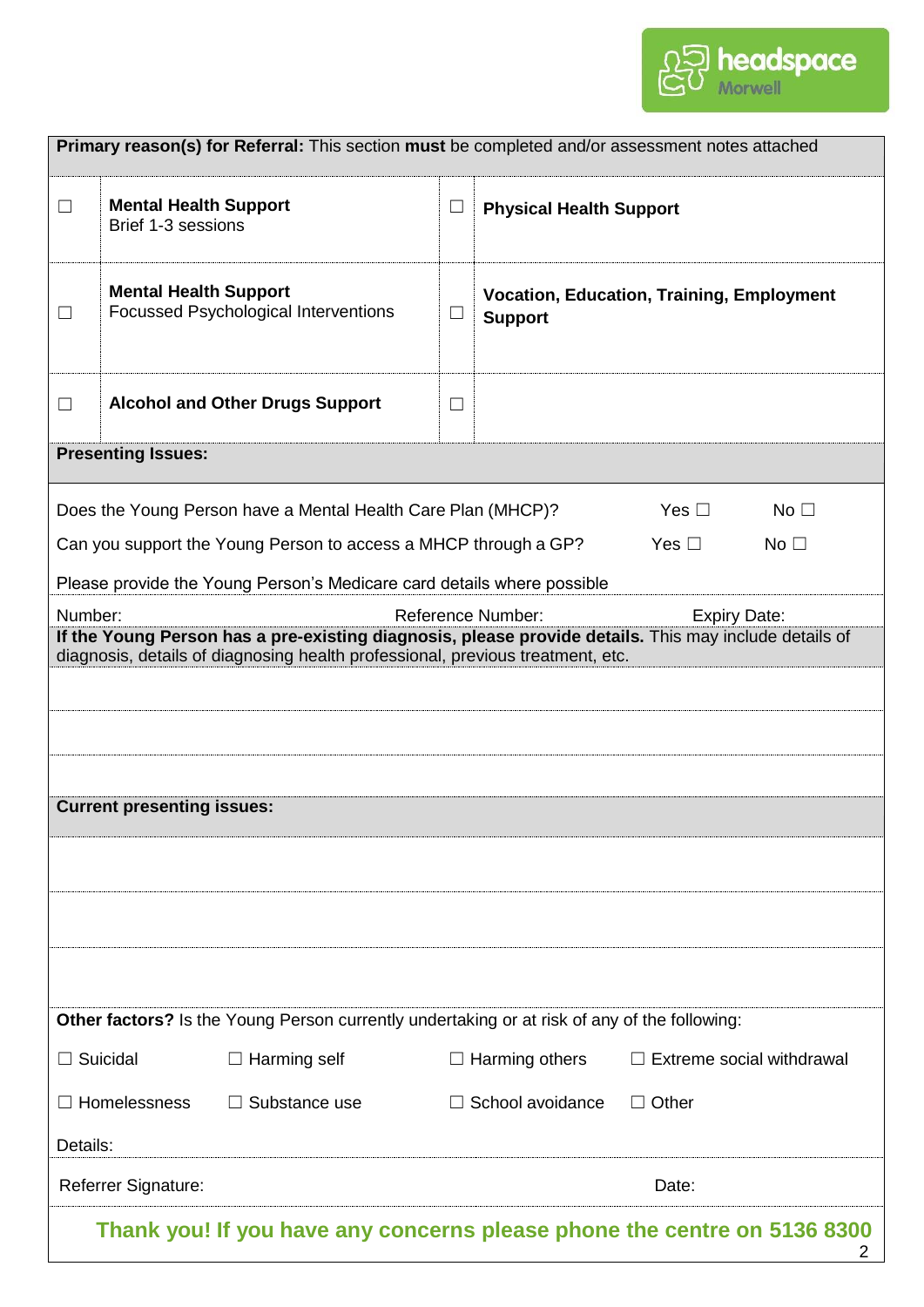headspace Morwell

| | | | |
|---|---|---|---|
| **Primary reason(s) for Referral:** This section **must** be completed and/or assessment notes attached | | | |
| ☐ | **Mental Health Support** Brief 1-3 sessions | ☐ | **Physical Health Support** |
| ☐ | **Mental Health Support** Focussed Psychological Interventions | ☐ | **Vocation, Education, Training, Employment Support** |
| ☐ | **Alcohol and Other Drugs Support** | ☐ | |

**Presenting Issues:**

Does the Young Person have a Mental Health Care Plan (MHCP)? Yes ☐ No ☐

Can you support the Young Person to access a MHCP through a GP? Yes ☐ No ☐

Please provide the Young Person's Medicare card details where possible

Number: Reference Number: Expiry Date:

**If the Young Person has a pre-existing diagnosis, please provide details.** This may include details of diagnosis, details of diagnosing health professional, previous treatment, etc.

**Current presenting issues:**

**Other factors?** Is the Young Person currently undertaking or at risk of any of the following:

| | | | |
|---|---|---|---|
| ☐ Suicidal | ☐ Harming self | ☐ Harming others | ☐ Extreme social withdrawal |
| ☐ Homelessness | ☐ Substance use | ☐ School avoidance | ☐ Other |

Details:

Referrer Signature: Date:

**Thank you! If you have any concerns please phone the centre on 5136 8300**